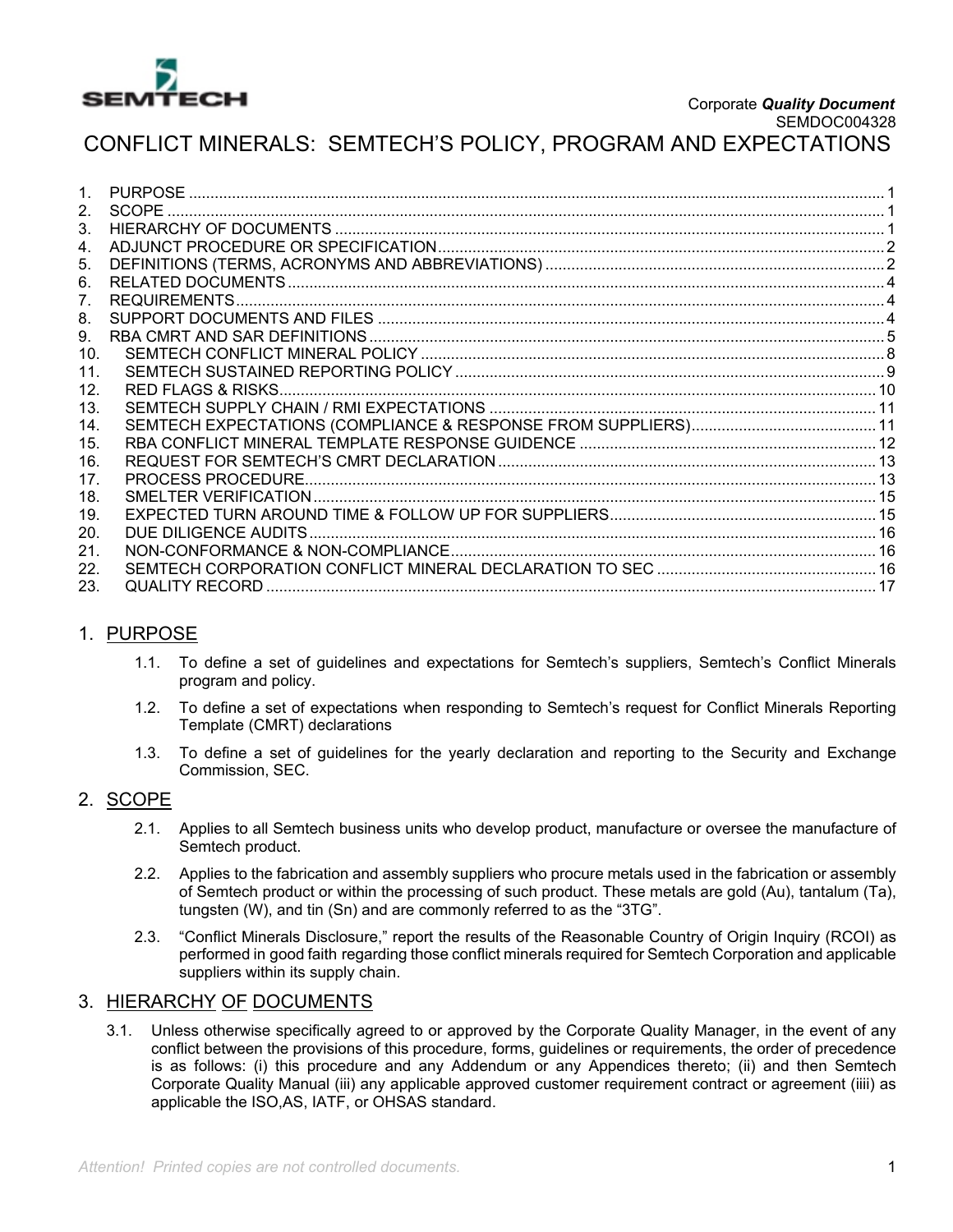Corporate ***Quality Document***
SEMDOC004328

# CONFLICT MINERALS: SEMTECH'S POLICY, PROGRAM AND EXPECTATIONS

1. PURPOSE .......... 1
2. SCOPE .......... 1
3. HIERARCHY OF DOCUMENTS .......... 1
4. ADJUNCT PROCEDURE OR SPECIFICATION .......... 2
5. DEFINITIONS (TERMS, ACRONYMS AND ABBREVIATIONS) .......... 2
6. RELATED DOCUMENTS .......... 4
7. REQUIREMENTS .......... 4
8. SUPPORT DOCUMENTS AND FILES .......... 4
9. RBA CMRT AND SAR DEFINITIONS .......... 5
10. SEMTECH CONFLICT MINERAL POLICY .......... 8
11. SEMTECH SUSTAINED REPORTING POLICY .......... 9
12. RED FLAGS & RISKS .......... 10
13. SEMTECH SUPPLY CHAIN / RMI EXPECTATIONS .......... 11
14. SEMTECH EXPECTATIONS (COMPLIANCE & RESPONSE FROM SUPPLIERS) .......... 11
15. RBA CONFLICT MINERAL TEMPLATE RESPONSE GUIDENCE .......... 12
16. REQUEST FOR SEMTECH'S CMRT DECLARATION .......... 13
17. PROCESS PROCEDURE .......... 13
18. SMELTER VERIFICATION .......... 15
19. EXPECTED TURN AROUND TIME & FOLLOW UP FOR SUPPLIERS .......... 15
20. DUE DILIGENCE AUDITS .......... 16
21. NON-CONFORMANCE & NON-COMPLIANCE .......... 16
22. SEMTECH CORPORATION CONFLICT MINERAL DECLARATION TO SEC .......... 16
23. QUALITY RECORD .......... 17

## 1. PURPOSE

1.1. To define a set of guidelines and expectations for Semtech's suppliers, Semtech's Conflict Minerals program and policy.

1.2. To define a set of expectations when responding to Semtech's request for Conflict Minerals Reporting Template (CMRT) declarations

1.3. To define a set of guidelines for the yearly declaration and reporting to the Security and Exchange Commission, SEC.

## 2. SCOPE

2.1. Applies to all Semtech business units who develop product, manufacture or oversee the manufacture of Semtech product.

2.2. Applies to the fabrication and assembly suppliers who procure metals used in the fabrication or assembly of Semtech product or within the processing of such product. These metals are gold (Au), tantalum (Ta), tungsten (W), and tin (Sn) and are commonly referred to as the "3TG".

2.3. "Conflict Minerals Disclosure," report the results of the Reasonable Country of Origin Inquiry (RCOI) as performed in good faith regarding those conflict minerals required for Semtech Corporation and applicable suppliers within its supply chain.

## 3. HIERARCHY OF DOCUMENTS

3.1. Unless otherwise specifically agreed to or approved by the Corporate Quality Manager, in the event of any conflict between the provisions of this procedure, forms, guidelines or requirements, the order of precedence is as follows: (i) this procedure and any Addendum or any Appendices thereto; (ii) and then Semtech Corporate Quality Manual (iii) any applicable approved customer requirement contract or agreement (iiii) as applicable the ISO,AS, IATF, or OHSAS standard.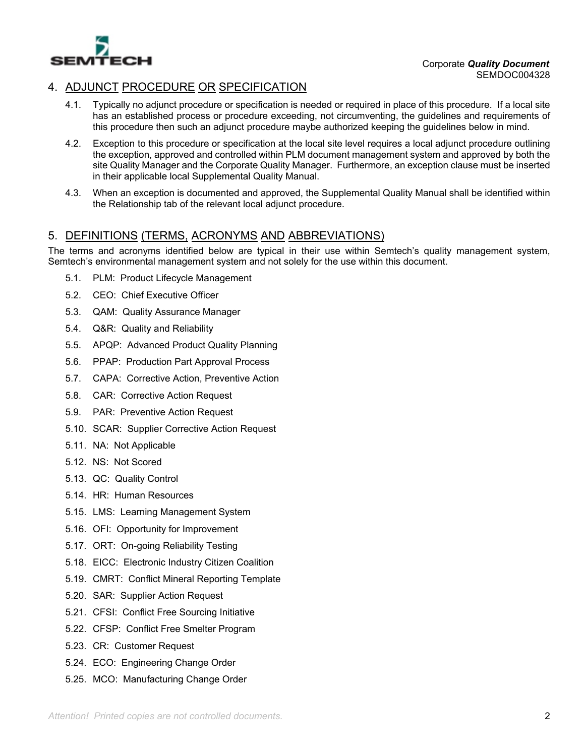## 4. ADJUNCT PROCEDURE OR SPECIFICATION

4.1. Typically no adjunct procedure or specification is needed or required in place of this procedure. If a local site has an established process or procedure exceeding, not circumventing, the guidelines and requirements of this procedure then such an adjunct procedure maybe authorized keeping the guidelines below in mind.

4.2. Exception to this procedure or specification at the local site level requires a local adjunct procedure outlining the exception, approved and controlled within PLM document management system and approved by both the site Quality Manager and the Corporate Quality Manager. Furthermore, an exception clause must be inserted in their applicable local Supplemental Quality Manual.

4.3. When an exception is documented and approved, the Supplemental Quality Manual shall be identified within the Relationship tab of the relevant local adjunct procedure.

## 5. DEFINITIONS (TERMS, ACRONYMS AND ABBREVIATIONS)

The terms and acronyms identified below are typical in their use within Semtech's quality management system, Semtech's environmental management system and not solely for the use within this document.

5.1. PLM: Product Lifecycle Management

5.2. CEO: Chief Executive Officer

5.3. QAM: Quality Assurance Manager

5.4. Q&R: Quality and Reliability

5.5. APQP: Advanced Product Quality Planning

5.6. PPAP: Production Part Approval Process

5.7. CAPA: Corrective Action, Preventive Action

5.8. CAR: Corrective Action Request

5.9. PAR: Preventive Action Request

5.10. SCAR: Supplier Corrective Action Request

5.11. NA: Not Applicable

5.12. NS: Not Scored

5.13. QC: Quality Control

5.14. HR: Human Resources

5.15. LMS: Learning Management System

5.16. OFI: Opportunity for Improvement

5.17. ORT: On-going Reliability Testing

5.18. EICC: Electronic Industry Citizen Coalition

5.19. CMRT: Conflict Mineral Reporting Template

5.20. SAR: Supplier Action Request

5.21. CFSI: Conflict Free Sourcing Initiative

5.22. CFSP: Conflict Free Smelter Program

5.23. CR: Customer Request

5.24. ECO: Engineering Change Order

5.25. MCO: Manufacturing Change Order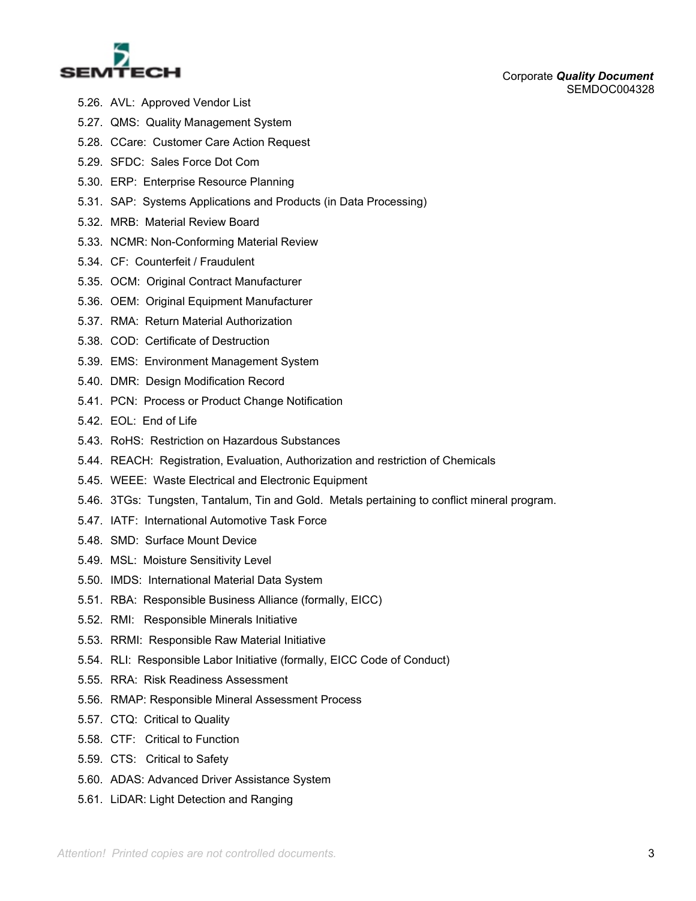5.26. AVL: Approved Vendor List
5.27. QMS: Quality Management System
5.28. CCare: Customer Care Action Request
5.29. SFDC: Sales Force Dot Com
5.30. ERP: Enterprise Resource Planning
5.31. SAP: Systems Applications and Products (in Data Processing)
5.32. MRB: Material Review Board
5.33. NCMR: Non-Conforming Material Review
5.34. CF: Counterfeit / Fraudulent
5.35. OCM: Original Contract Manufacturer
5.36. OEM: Original Equipment Manufacturer
5.37. RMA: Return Material Authorization
5.38. COD: Certificate of Destruction
5.39. EMS: Environment Management System
5.40. DMR: Design Modification Record
5.41. PCN: Process or Product Change Notification
5.42. EOL: End of Life
5.43. RoHS: Restriction on Hazardous Substances
5.44. REACH: Registration, Evaluation, Authorization and restriction of Chemicals
5.45. WEEE: Waste Electrical and Electronic Equipment
5.46. 3TGs: Tungsten, Tantalum, Tin and Gold. Metals pertaining to conflict mineral program.
5.47. IATF: International Automotive Task Force
5.48. SMD: Surface Mount Device
5.49. MSL: Moisture Sensitivity Level
5.50. IMDS: International Material Data System
5.51. RBA: Responsible Business Alliance (formally, EICC)
5.52. RMI: Responsible Minerals Initiative
5.53. RRMI: Responsible Raw Material Initiative
5.54. RLI: Responsible Labor Initiative (formally, EICC Code of Conduct)
5.55. RRA: Risk Readiness Assessment
5.56. RMAP: Responsible Mineral Assessment Process
5.57. CTQ: Critical to Quality
5.58. CTF: Critical to Function
5.59. CTS: Critical to Safety
5.60. ADAS: Advanced Driver Assistance System
5.61. LiDAR: Light Detection and Ranging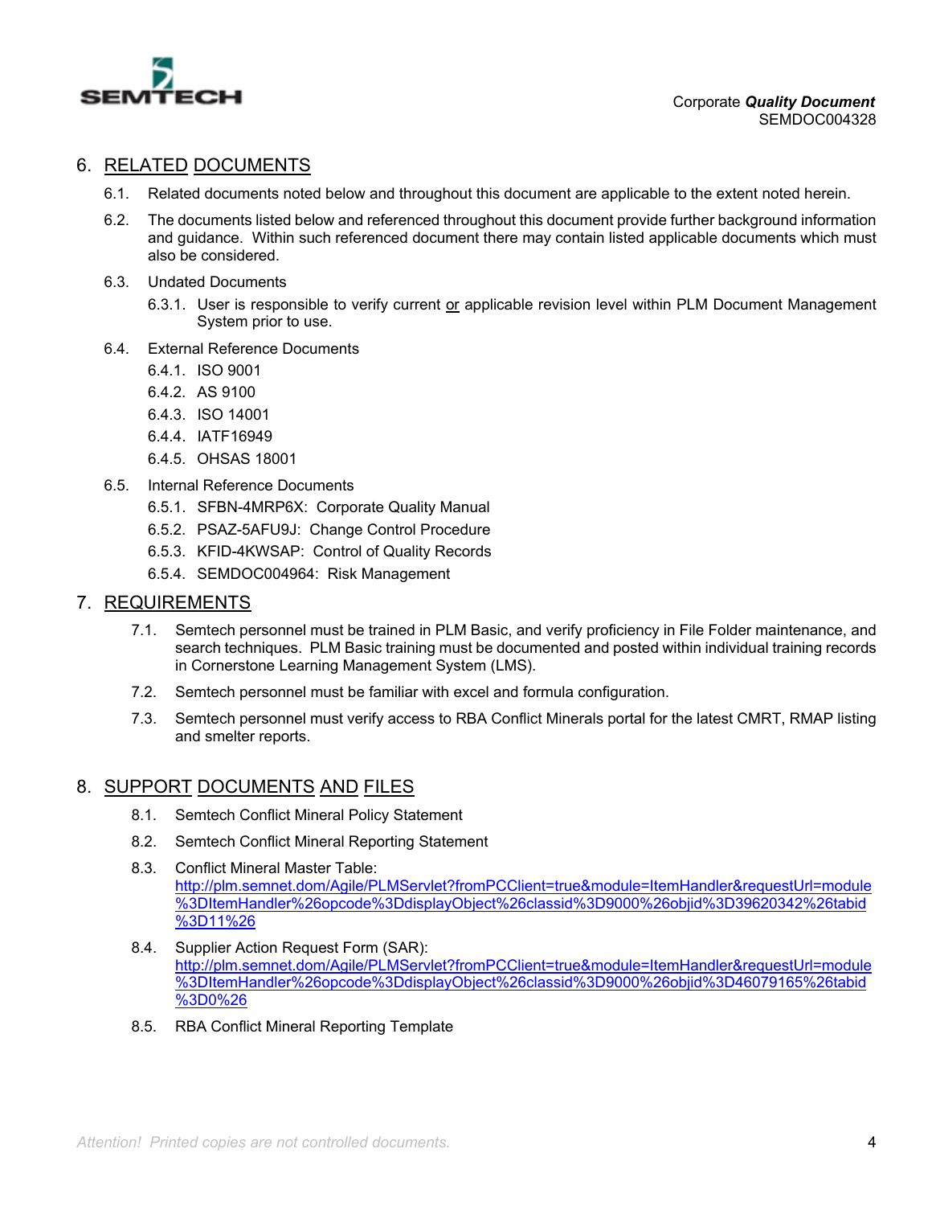## 6. RELATED DOCUMENTS

6.1. Related documents noted below and throughout this document are applicable to the extent noted herein.

6.2. The documents listed below and referenced throughout this document provide further background information and guidance. Within such referenced document there may contain listed applicable documents which must also be considered.

6.3. Undated Documents

6.3.1. User is responsible to verify current or applicable revision level within PLM Document Management System prior to use.

6.4. External Reference Documents

6.4.1. ISO 9001

6.4.2. AS 9100

6.4.3. ISO 14001

6.4.4. IATF16949

6.4.5. OHSAS 18001

6.5. Internal Reference Documents

6.5.1. SFBN-4MRP6X: Corporate Quality Manual

6.5.2. PSAZ-5AFU9J: Change Control Procedure

6.5.3. KFID-4KWSAP: Control of Quality Records

6.5.4. SEMDOC004964: Risk Management

## 7. REQUIREMENTS

7.1. Semtech personnel must be trained in PLM Basic, and verify proficiency in File Folder maintenance, and search techniques. PLM Basic training must be documented and posted within individual training records in Cornerstone Learning Management System (LMS).

7.2. Semtech personnel must be familiar with excel and formula configuration.

7.3. Semtech personnel must verify access to RBA Conflict Minerals portal for the latest CMRT, RMAP listing and smelter reports.

## 8. SUPPORT DOCUMENTS AND FILES

8.1. Semtech Conflict Mineral Policy Statement

8.2. Semtech Conflict Mineral Reporting Statement

8.3. Conflict Mineral Master Table: http://plm.semnet.dom/Agile/PLMServlet?fromPCClient=true&module=ItemHandler&requestUrl=module%3DItemHandler%26opcode%3DdisplayObject%26classid%3D9000%26objid%3D39620342%26tabid%3D11%26

8.4. Supplier Action Request Form (SAR): http://plm.semnet.dom/Agile/PLMServlet?fromPCClient=true&module=ItemHandler&requestUrl=module%3DItemHandler%26opcode%3DdisplayObject%26classid%3D9000%26objid%3D46079165%26tabid%3D0%26

8.5. RBA Conflict Mineral Reporting Template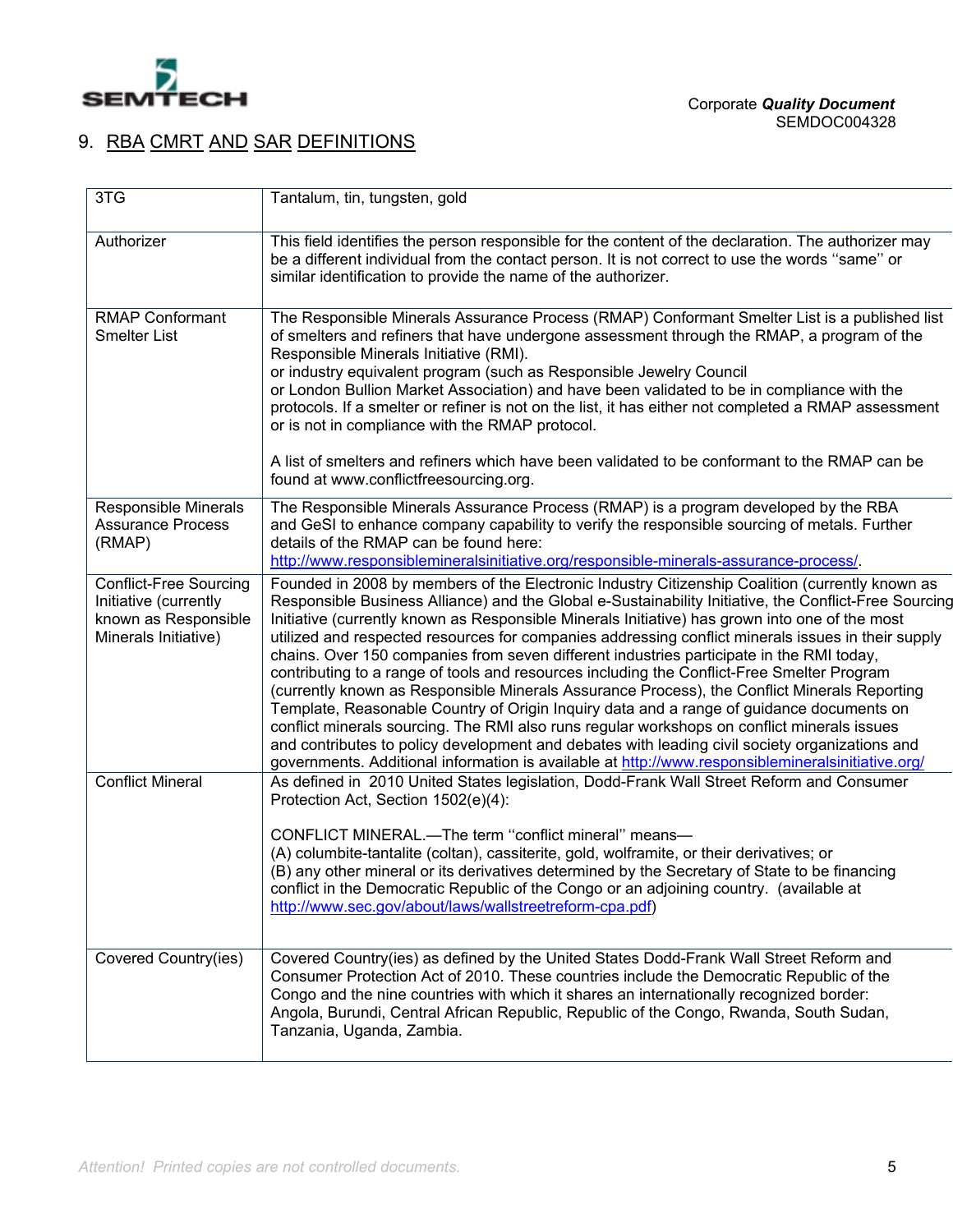## 9. RBA CMRT AND SAR DEFINITIONS

| | |
|---|---|
| 3TG | Tantalum, tin, tungsten, gold |
| Authorizer | This field identifies the person responsible for the content of the declaration. The authorizer may be a different individual from the contact person. It is not correct to use the words ''same'' or similar identification to provide the name of the authorizer. |
| RMAP Conformant Smelter List | The Responsible Minerals Assurance Process (RMAP) Conformant Smelter List is a published list of smelters and refiners that have undergone assessment through the RMAP, a program of the Responsible Minerals Initiative (RMI). or industry equivalent program (such as Responsible Jewelry Council or London Bullion Market Association) and have been validated to be in compliance with the protocols. If a smelter or refiner is not on the list, it has either not completed a RMAP assessment or is not in compliance with the RMAP protocol.<br><br>A list of smelters and refiners which have been validated to be conformant to the RMAP can be found at www.conflictfreesourcing.org. |
| Responsible Minerals Assurance Process (RMAP) | The Responsible Minerals Assurance Process (RMAP) is a program developed by the RBA and GeSI to enhance company capability to verify the responsible sourcing of metals. Further details of the RMAP can be found here: http://www.responsiblemineralsinitiative.org/responsible-minerals-assurance-process/. |
| Conflict-Free Sourcing Initiative (currently known as Responsible Minerals Initiative) | Founded in 2008 by members of the Electronic Industry Citizenship Coalition (currently known as Responsible Business Alliance) and the Global e-Sustainability Initiative, the Conflict-Free Sourcing Initiative (currently known as Responsible Minerals Initiative) has grown into one of the most utilized and respected resources for companies addressing conflict minerals issues in their supply chains. Over 150 companies from seven different industries participate in the RMI today, contributing to a range of tools and resources including the Conflict-Free Smelter Program (currently known as Responsible Minerals Assurance Process), the Conflict Minerals Reporting Template, Reasonable Country of Origin Inquiry data and a range of guidance documents on conflict minerals sourcing. The RMI also runs regular workshops on conflict minerals issues and contributes to policy development and debates with leading civil society organizations and governments. Additional information is available at http://www.responsiblemineralsinitiative.org/ |
| Conflict Mineral | As defined in 2010 United States legislation, Dodd-Frank Wall Street Reform and Consumer Protection Act, Section 1502(e)(4):<br><br>CONFLICT MINERAL.—The term ''conflict mineral'' means—<br>(A) columbite-tantalite (coltan), cassiterite, gold, wolframite, or their derivatives; or<br>(B) any other mineral or its derivatives determined by the Secretary of State to be financing conflict in the Democratic Republic of the Congo or an adjoining country. (available at http://www.sec.gov/about/laws/wallstreetreform-cpa.pdf) |
| Covered Country(ies) | Covered Country(ies) as defined by the United States Dodd-Frank Wall Street Reform and Consumer Protection Act of 2010. These countries include the Democratic Republic of the Congo and the nine countries with which it shares an internationally recognized border: Angola, Burundi, Central African Republic, Republic of the Congo, Rwanda, South Sudan, Tanzania, Uganda, Zambia. |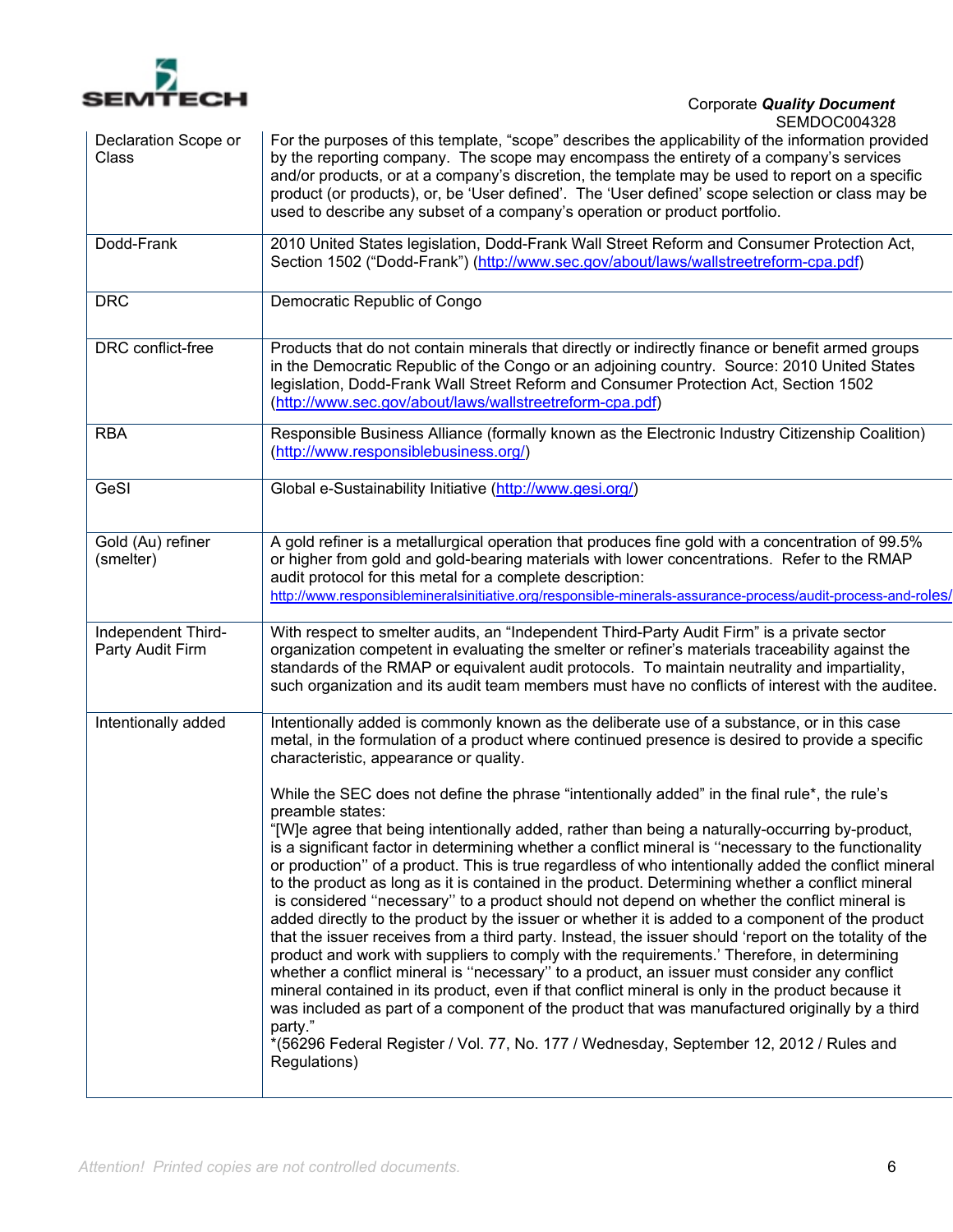| | |
|---|---|
| Declaration Scope or Class | For the purposes of this template, "scope" describes the applicability of the information provided by the reporting company. The scope may encompass the entirety of a company's services and/or products, or at a company's discretion, the template may be used to report on a specific product (or products), or, be 'User defined'. The 'User defined' scope selection or class may be used to describe any subset of a company's operation or product portfolio. |
| Dodd-Frank | 2010 United States legislation, Dodd-Frank Wall Street Reform and Consumer Protection Act, Section 1502 ("Dodd-Frank") (http://www.sec.gov/about/laws/wallstreetreform-cpa.pdf) |
| DRC | Democratic Republic of Congo |
| DRC conflict-free | Products that do not contain minerals that directly or indirectly finance or benefit armed groups in the Democratic Republic of the Congo or an adjoining country. Source: 2010 United States legislation, Dodd-Frank Wall Street Reform and Consumer Protection Act, Section 1502 (http://www.sec.gov/about/laws/wallstreetreform-cpa.pdf) |
| RBA | Responsible Business Alliance (formally known as the Electronic Industry Citizenship Coalition) (http://www.responsiblebusiness.org/) |
| GeSI | Global e-Sustainability Initiative (http://www.gesi.org/) |
| Gold (Au) refiner (smelter) | A gold refiner is a metallurgical operation that produces fine gold with a concentration of 99.5% or higher from gold and gold-bearing materials with lower concentrations. Refer to the RMAP audit protocol for this metal for a complete description: http://www.responsiblemineralsinitiative.org/responsible-minerals-assurance-process/audit-process-and-roles/ |
| Independent Third-Party Audit Firm | With respect to smelter audits, an "Independent Third-Party Audit Firm" is a private sector organization competent in evaluating the smelter or refiner's materials traceability against the standards of the RMAP or equivalent audit protocols. To maintain neutrality and impartiality, such organization and its audit team members must have no conflicts of interest with the auditee. |
| Intentionally added | Intentionally added is commonly known as the deliberate use of a substance, or in this case metal, in the formulation of a product where continued presence is desired to provide a specific characteristic, appearance or quality.<br><br>While the SEC does not define the phrase "intentionally added" in the final rule*, the rule's preamble states:<br>"[W]e agree that being intentionally added, rather than being a naturally-occurring by-product, is a significant factor in determining whether a conflict mineral is ''necessary to the functionality or production'' of a product. This is true regardless of who intentionally added the conflict mineral to the product as long as it is contained in the product. Determining whether a conflict mineral is considered ''necessary'' to a product should not depend on whether the conflict mineral is added directly to the product by the issuer or whether it is added to a component of the product that the issuer receives from a third party. Instead, the issuer should 'report on the totality of the product and work with suppliers to comply with the requirements.' Therefore, in determining whether a conflict mineral is ''necessary'' to a product, an issuer must consider any conflict mineral contained in its product, even if that conflict mineral is only in the product because it was included as part of a component of the product that was manufactured originally by a third party."<br>*(56296 Federal Register / Vol. 77, No. 177 / Wednesday, September 12, 2012 / Rules and Regulations) |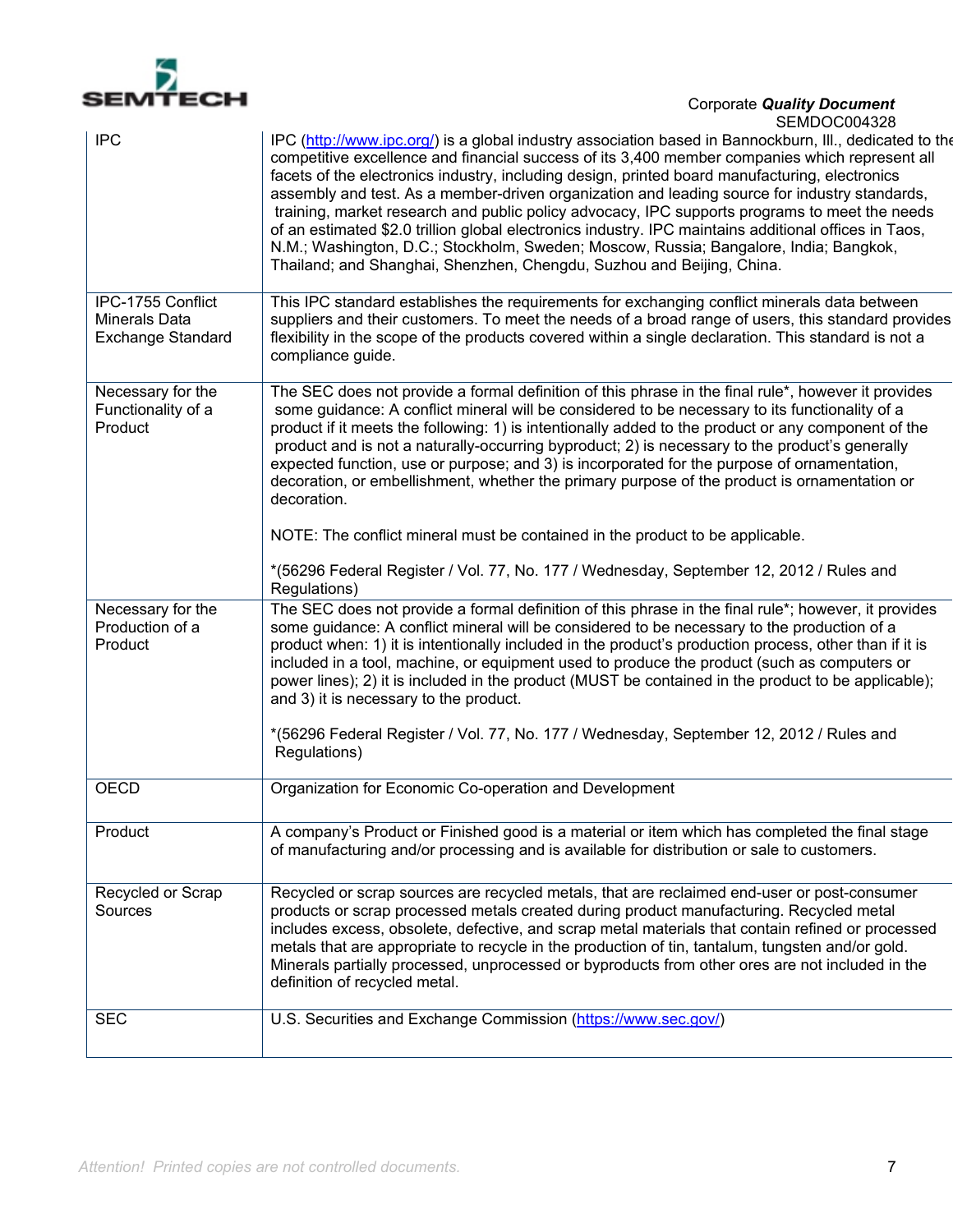| | |
|---|---|
| IPC | IPC (http://www.ipc.org/) is a global industry association based in Bannockburn, Ill., dedicated to the competitive excellence and financial success of its 3,400 member companies which represent all facets of the electronics industry, including design, printed board manufacturing, electronics assembly and test. As a member-driven organization and leading source for industry standards, training, market research and public policy advocacy, IPC supports programs to meet the needs of an estimated $2.0 trillion global electronics industry. IPC maintains additional offices in Taos, N.M.; Washington, D.C.; Stockholm, Sweden; Moscow, Russia; Bangalore, India; Bangkok, Thailand; and Shanghai, Shenzhen, Chengdu, Suzhou and Beijing, China. |
| IPC-1755 Conflict Minerals Data Exchange Standard | This IPC standard establishes the requirements for exchanging conflict minerals data between suppliers and their customers. To meet the needs of a broad range of users, this standard provides flexibility in the scope of the products covered within a single declaration. This standard is not a compliance guide. |
| Necessary for the Functionality of a Product | The SEC does not provide a formal definition of this phrase in the final rule*, however it provides some guidance: A conflict mineral will be considered to be necessary to its functionality of a product if it meets the following: 1) is intentionally added to the product or any component of the product and is not a naturally-occurring byproduct; 2) is necessary to the product's generally expected function, use or purpose; and 3) is incorporated for the purpose of ornamentation, decoration, or embellishment, whether the primary purpose of the product is ornamentation or decoration.<br><br>NOTE: The conflict mineral must be contained in the product to be applicable.<br><br>*(56296 Federal Register / Vol. 77, No. 177 / Wednesday, September 12, 2012 / Rules and Regulations) |
| Necessary for the Production of a Product | The SEC does not provide a formal definition of this phrase in the final rule*; however, it provides some guidance: A conflict mineral will be considered to be necessary to the production of a product when: 1) it is intentionally included in the product's production process, other than if it is included in a tool, machine, or equipment used to produce the product (such as computers or power lines); 2) it is included in the product (MUST be contained in the product to be applicable); and 3) it is necessary to the product.<br><br>*(56296 Federal Register / Vol. 77, No. 177 / Wednesday, September 12, 2012 / Rules and Regulations) |
| OECD | Organization for Economic Co-operation and Development |
| Product | A company's Product or Finished good is a material or item which has completed the final stage of manufacturing and/or processing and is available for distribution or sale to customers. |
| Recycled or Scrap Sources | Recycled or scrap sources are recycled metals, that are reclaimed end-user or post-consumer products or scrap processed metals created during product manufacturing. Recycled metal includes excess, obsolete, defective, and scrap metal materials that contain refined or processed metals that are appropriate to recycle in the production of tin, tantalum, tungsten and/or gold. Minerals partially processed, unprocessed or byproducts from other ores are not included in the definition of recycled metal. |
| SEC | U.S. Securities and Exchange Commission (https://www.sec.gov/) |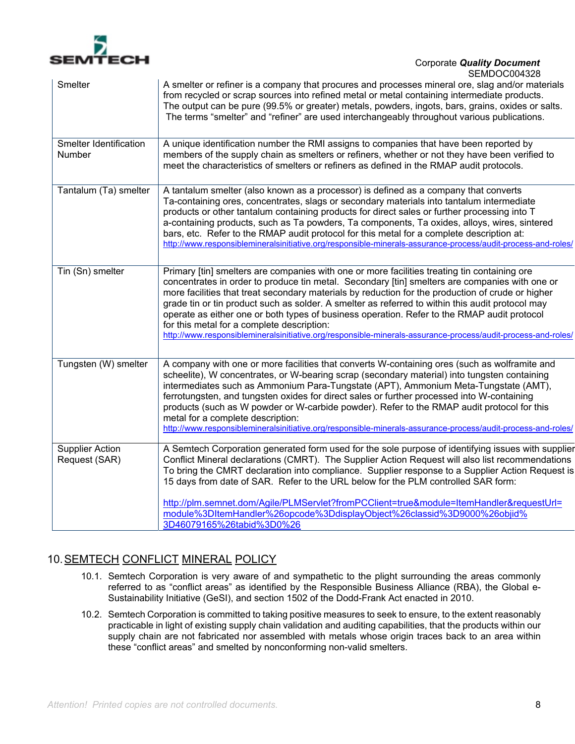| | |
|---|---|
| Smelter | A smelter or refiner is a company that procures and processes mineral ore, slag and/or materials from recycled or scrap sources into refined metal or metal containing intermediate products. The output can be pure (99.5% or greater) metals, powders, ingots, bars, grains, oxides or salts. The terms "smelter" and "refiner" are used interchangeably throughout various publications. |
| Smelter Identification Number | A unique identification number the RMI assigns to companies that have been reported by members of the supply chain as smelters or refiners, whether or not they have been verified to meet the characteristics of smelters or refiners as defined in the RMAP audit protocols. |
| Tantalum (Ta) smelter | A tantalum smelter (also known as a processor) is defined as a company that converts Ta-containing ores, concentrates, slags or secondary materials into tantalum intermediate products or other tantalum containing products for direct sales or further processing into Ta-containing products, such as Ta powders, Ta components, Ta oxides, alloys, wires, sintered bars, etc. Refer to the RMAP audit protocol for this metal for a complete description at: http://www.responsiblemineralsinitiative.org/responsible-minerals-assurance-process/audit-process-and-roles/ |
| Tin (Sn) smelter | Primary [tin] smelters are companies with one or more facilities treating tin containing ore concentrates in order to produce tin metal. Secondary [tin] smelters are companies with one or more facilities that treat secondary materials by reduction for the production of crude or higher grade tin or tin product such as solder. A smelter as referred to within this audit protocol may operate as either one or both types of business operation. Refer to the RMAP audit protocol for this metal for a complete description: http://www.responsiblemineralsinitiative.org/responsible-minerals-assurance-process/audit-process-and-roles/ |
| Tungsten (W) smelter | A company with one or more facilities that converts W-containing ores (such as wolframite and scheelite), W concentrates, or W-bearing scrap (secondary material) into tungsten containing intermediates such as Ammonium Para-Tungstate (APT), Ammonium Meta-Tungstate (AMT), ferrotungsten, and tungsten oxides for direct sales or further processed into W-containing products (such as W powder or W-carbide powder). Refer to the RMAP audit protocol for this metal for a complete description: http://www.responsiblemineralsinitiative.org/responsible-minerals-assurance-process/audit-process-and-roles/ |
| Supplier Action Request (SAR) | A Semtech Corporation generated form used for the sole purpose of identifying issues with supplier Conflict Mineral declarations (CMRT). The Supplier Action Request will also list recommendations To bring the CMRT declaration into compliance. Supplier response to a Supplier Action Request is 15 days from date of SAR. Refer to the URL below for the PLM controlled SAR form: http://plm.semnet.dom/Agile/PLMServlet?fromPCClient=true&module=ItemHandler&requestUrl=module%3DItemHandler%26opcode%3DdisplayObject%26classid%3D9000%26objid%3D46079165%26tabid%3D0%26 |

## 10. SEMTECH CONFLICT MINERAL POLICY

10.1. Semtech Corporation is very aware of and sympathetic to the plight surrounding the areas commonly referred to as "conflict areas" as identified by the Responsible Business Alliance (RBA), the Global e-Sustainability Initiative (GeSI), and section 1502 of the Dodd-Frank Act enacted in 2010.

10.2. Semtech Corporation is committed to taking positive measures to seek to ensure, to the extent reasonably practicable in light of existing supply chain validation and auditing capabilities, that the products within our supply chain are not fabricated nor assembled with metals whose origin traces back to an area within these "conflict areas" and smelted by nonconforming non-valid smelters.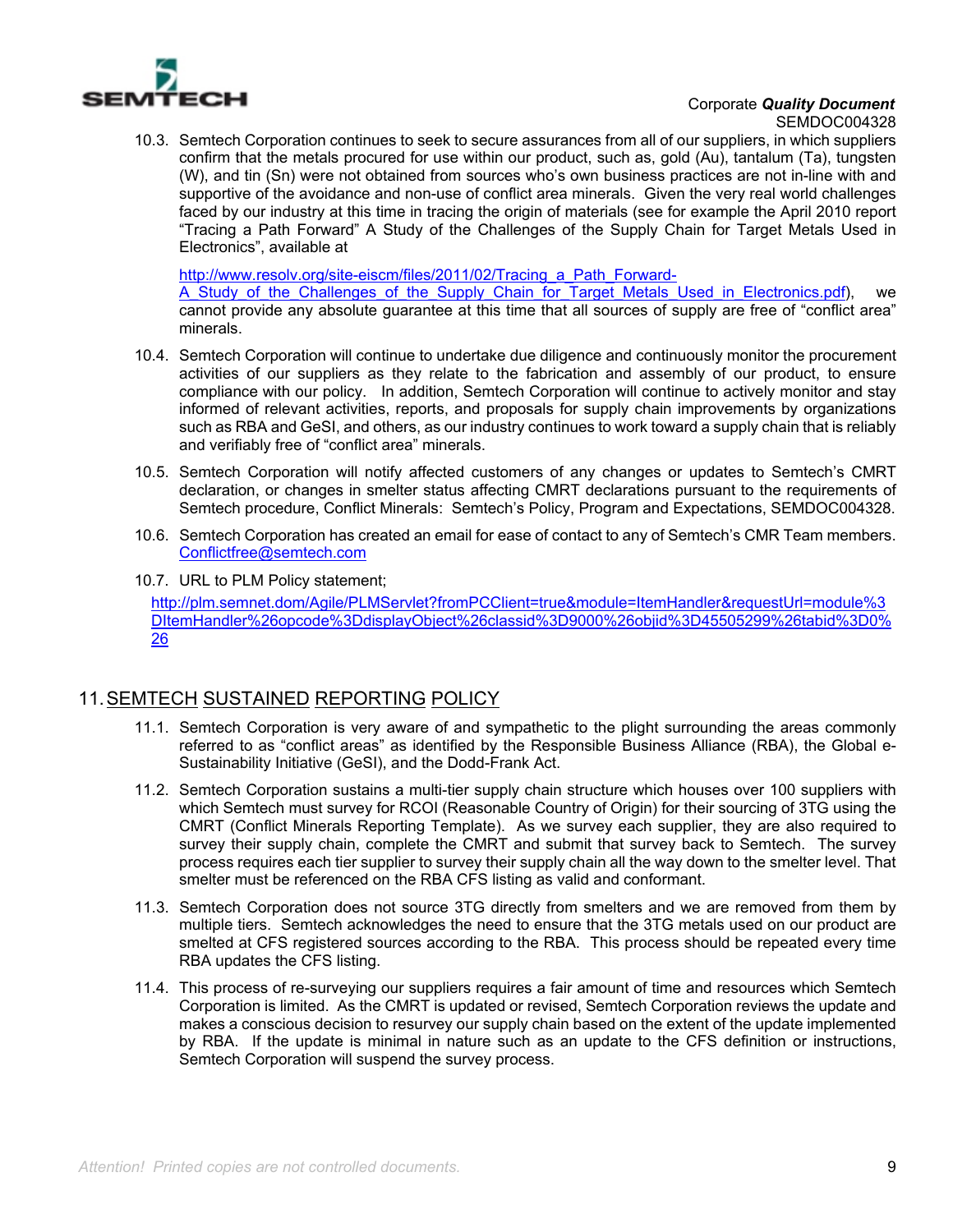10.3. Semtech Corporation continues to seek to secure assurances from all of our suppliers, in which suppliers confirm that the metals procured for use within our product, such as, gold (Au), tantalum (Ta), tungsten (W), and tin (Sn) were not obtained from sources who's own business practices are not in-line with and supportive of the avoidance and non-use of conflict area minerals. Given the very real world challenges faced by our industry at this time in tracing the origin of materials (see for example the April 2010 report "Tracing a Path Forward" A Study of the Challenges of the Supply Chain for Target Metals Used in Electronics", available at

http://www.resolv.org/site-eiscm/files/2011/02/Tracing_a_Path_Forward-A_Study_of_the_Challenges_of_the_Supply_Chain_for_Target_Metals_Used_in_Electronics.pdf), we cannot provide any absolute guarantee at this time that all sources of supply are free of "conflict area" minerals.

10.4. Semtech Corporation will continue to undertake due diligence and continuously monitor the procurement activities of our suppliers as they relate to the fabrication and assembly of our product, to ensure compliance with our policy. In addition, Semtech Corporation will continue to actively monitor and stay informed of relevant activities, reports, and proposals for supply chain improvements by organizations such as RBA and GeSI, and others, as our industry continues to work toward a supply chain that is reliably and verifiably free of "conflict area" minerals.

10.5. Semtech Corporation will notify affected customers of any changes or updates to Semtech's CMRT declaration, or changes in smelter status affecting CMRT declarations pursuant to the requirements of Semtech procedure, Conflict Minerals: Semtech's Policy, Program and Expectations, SEMDOC004328.

10.6. Semtech Corporation has created an email for ease of contact to any of Semtech's CMR Team members. Conflictfree@semtech.com

10.7. URL to PLM Policy statement;

http://plm.semnet.dom/Agile/PLMServlet?fromPCClient=true&module=ItemHandler&requestUrl=module%3DItemHandler%26opcode%3DdisplayObject%26classid%3D9000%26objid%3D45505299%26tabid%3D0%26

## 11. SEMTECH SUSTAINED REPORTING POLICY

11.1. Semtech Corporation is very aware of and sympathetic to the plight surrounding the areas commonly referred to as "conflict areas" as identified by the Responsible Business Alliance (RBA), the Global e-Sustainability Initiative (GeSI), and the Dodd-Frank Act.

11.2. Semtech Corporation sustains a multi-tier supply chain structure which houses over 100 suppliers with which Semtech must survey for RCOI (Reasonable Country of Origin) for their sourcing of 3TG using the CMRT (Conflict Minerals Reporting Template). As we survey each supplier, they are also required to survey their supply chain, complete the CMRT and submit that survey back to Semtech. The survey process requires each tier supplier to survey their supply chain all the way down to the smelter level. That smelter must be referenced on the RBA CFS listing as valid and conformant.

11.3. Semtech Corporation does not source 3TG directly from smelters and we are removed from them by multiple tiers. Semtech acknowledges the need to ensure that the 3TG metals used on our product are smelted at CFS registered sources according to the RBA. This process should be repeated every time RBA updates the CFS listing.

11.4. This process of re-surveying our suppliers requires a fair amount of time and resources which Semtech Corporation is limited. As the CMRT is updated or revised, Semtech Corporation reviews the update and makes a conscious decision to resurvey our supply chain based on the extent of the update implemented by RBA. If the update is minimal in nature such as an update to the CFS definition or instructions, Semtech Corporation will suspend the survey process.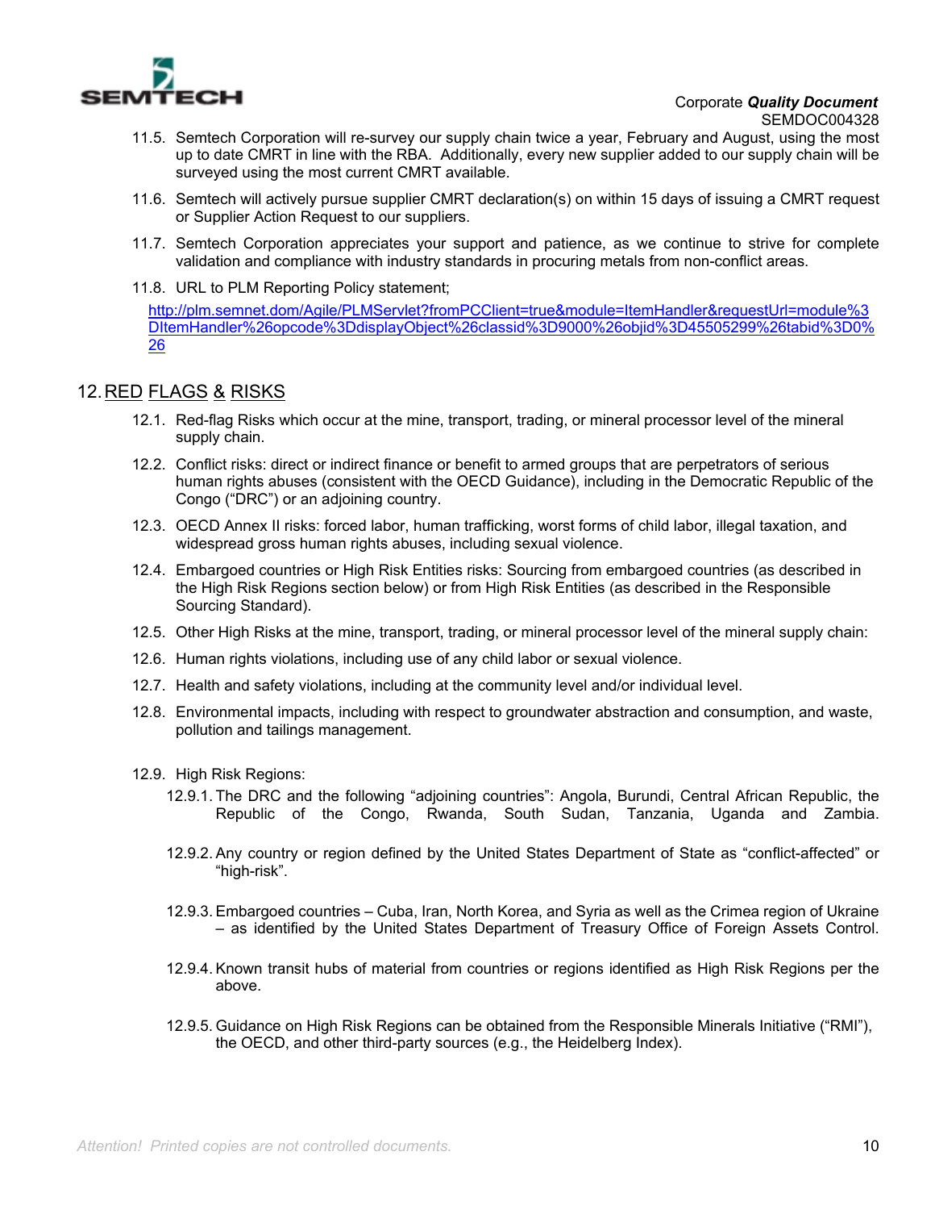11.5. Semtech Corporation will re-survey our supply chain twice a year, February and August, using the most up to date CMRT in line with the RBA. Additionally, every new supplier added to our supply chain will be surveyed using the most current CMRT available.

11.6. Semtech will actively pursue supplier CMRT declaration(s) on within 15 days of issuing a CMRT request or Supplier Action Request to our suppliers.

11.7. Semtech Corporation appreciates your support and patience, as we continue to strive for complete validation and compliance with industry standards in procuring metals from non-conflict areas.

11.8. URL to PLM Reporting Policy statement;

[http://plm.semnet.dom/Agile/PLMServlet?fromPCClient=true&module=ItemHandler&requestUrl=module%3DItemHandler%26opcode%3DdisplayObject%26classid%3D9000%26objid%3D45505299%26tabid%3D0%26](http://plm.semnet.dom/Agile/PLMServlet?fromPCClient=true&module=ItemHandler&requestUrl=module%3DItemHandler%26opcode%3DdisplayObject%26classid%3D9000%26objid%3D45505299%26tabid%3D0%26)

## 12. RED FLAGS & RISKS

12.1. Red-flag Risks which occur at the mine, transport, trading, or mineral processor level of the mineral supply chain.

12.2. Conflict risks: direct or indirect finance or benefit to armed groups that are perpetrators of serious human rights abuses (consistent with the OECD Guidance), including in the Democratic Republic of the Congo ("DRC") or an adjoining country.

12.3. OECD Annex II risks: forced labor, human trafficking, worst forms of child labor, illegal taxation, and widespread gross human rights abuses, including sexual violence.

12.4. Embargoed countries or High Risk Entities risks: Sourcing from embargoed countries (as described in the High Risk Regions section below) or from High Risk Entities (as described in the Responsible Sourcing Standard).

12.5. Other High Risks at the mine, transport, trading, or mineral processor level of the mineral supply chain:

12.6. Human rights violations, including use of any child labor or sexual violence.

12.7. Health and safety violations, including at the community level and/or individual level.

12.8. Environmental impacts, including with respect to groundwater abstraction and consumption, and waste, pollution and tailings management.

12.9. High Risk Regions:

12.9.1. The DRC and the following "adjoining countries": Angola, Burundi, Central African Republic, the Republic of the Congo, Rwanda, South Sudan, Tanzania, Uganda and Zambia.

12.9.2. Any country or region defined by the United States Department of State as "conflict-affected" or "high-risk".

12.9.3. Embargoed countries – Cuba, Iran, North Korea, and Syria as well as the Crimea region of Ukraine – as identified by the United States Department of Treasury Office of Foreign Assets Control.

12.9.4. Known transit hubs of material from countries or regions identified as High Risk Regions per the above.

12.9.5. Guidance on High Risk Regions can be obtained from the Responsible Minerals Initiative ("RMI"), the OECD, and other third-party sources (e.g., the Heidelberg Index).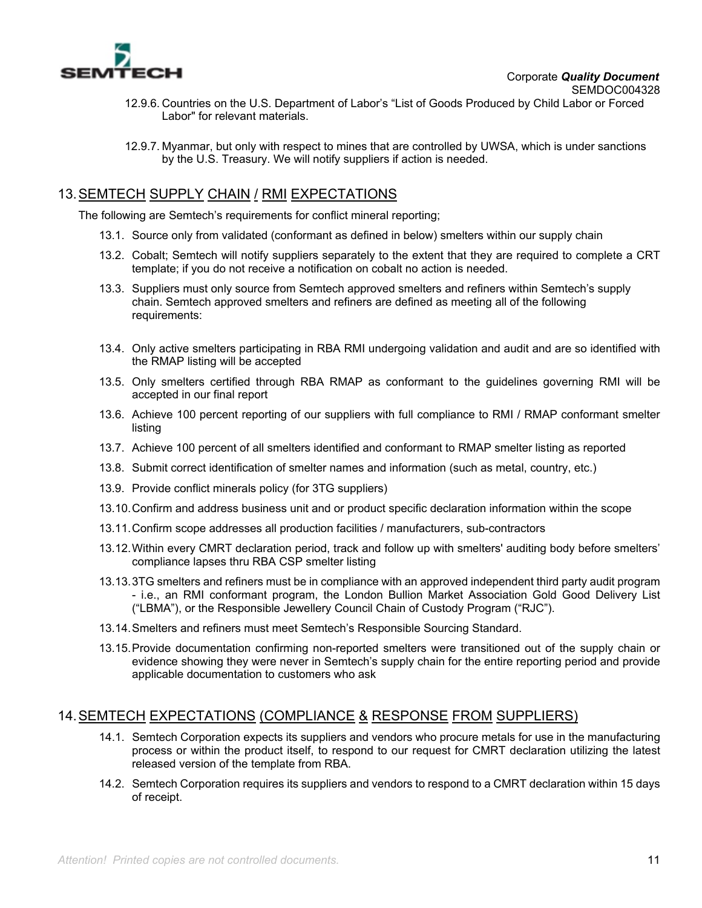12.9.6. Countries on the U.S. Department of Labor's "List of Goods Produced by Child Labor or Forced Labor" for relevant materials.

12.9.7. Myanmar, but only with respect to mines that are controlled by UWSA, which is under sanctions by the U.S. Treasury. We will notify suppliers if action is needed.

## 13. SEMTECH SUPPLY CHAIN / RMI EXPECTATIONS

The following are Semtech's requirements for conflict mineral reporting;

13.1. Source only from validated (conformant as defined in below) smelters within our supply chain

13.2. Cobalt; Semtech will notify suppliers separately to the extent that they are required to complete a CRT template; if you do not receive a notification on cobalt no action is needed.

13.3. Suppliers must only source from Semtech approved smelters and refiners within Semtech's supply chain. Semtech approved smelters and refiners are defined as meeting all of the following requirements:

13.4. Only active smelters participating in RBA RMI undergoing validation and audit and are so identified with the RMAP listing will be accepted

13.5. Only smelters certified through RBA RMAP as conformant to the guidelines governing RMI will be accepted in our final report

13.6. Achieve 100 percent reporting of our suppliers with full compliance to RMI / RMAP conformant smelter listing

13.7. Achieve 100 percent of all smelters identified and conformant to RMAP smelter listing as reported

13.8. Submit correct identification of smelter names and information (such as metal, country, etc.)

13.9. Provide conflict minerals policy (for 3TG suppliers)

13.10. Confirm and address business unit and or product specific declaration information within the scope

13.11. Confirm scope addresses all production facilities / manufacturers, sub-contractors

13.12. Within every CMRT declaration period, track and follow up with smelters' auditing body before smelters' compliance lapses thru RBA CSP smelter listing

13.13. 3TG smelters and refiners must be in compliance with an approved independent third party audit program - i.e., an RMI conformant program, the London Bullion Market Association Gold Good Delivery List ("LBMA"), or the Responsible Jewellery Council Chain of Custody Program ("RJC").

13.14. Smelters and refiners must meet Semtech's Responsible Sourcing Standard.

13.15. Provide documentation confirming non-reported smelters were transitioned out of the supply chain or evidence showing they were never in Semtech's supply chain for the entire reporting period and provide applicable documentation to customers who ask

## 14. SEMTECH EXPECTATIONS (COMPLIANCE & RESPONSE FROM SUPPLIERS)

14.1. Semtech Corporation expects its suppliers and vendors who procure metals for use in the manufacturing process or within the product itself, to respond to our request for CMRT declaration utilizing the latest released version of the template from RBA.

14.2. Semtech Corporation requires its suppliers and vendors to respond to a CMRT declaration within 15 days of receipt.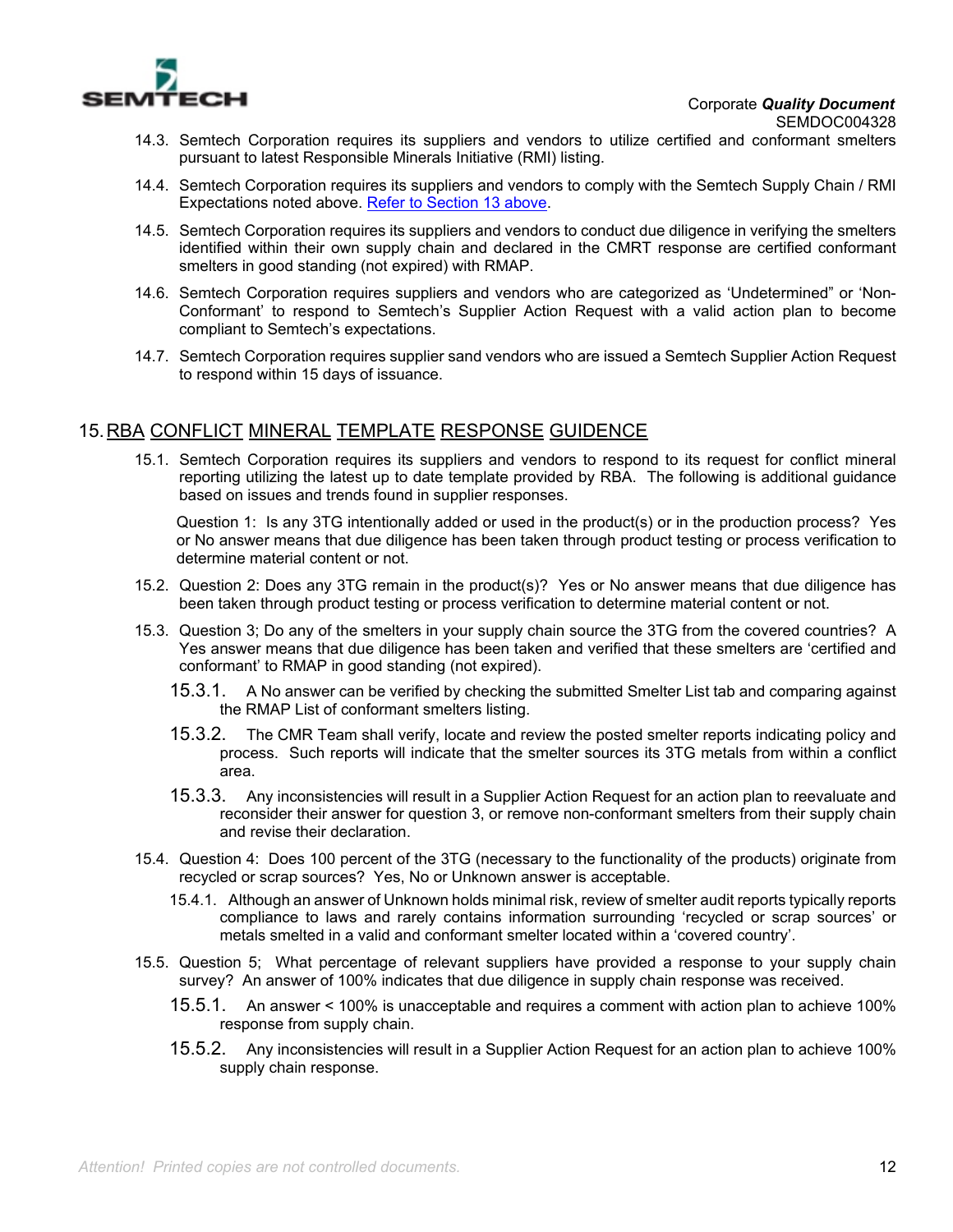14.3. Semtech Corporation requires its suppliers and vendors to utilize certified and conformant smelters pursuant to latest Responsible Minerals Initiative (RMI) listing.

14.4. Semtech Corporation requires its suppliers and vendors to comply with the Semtech Supply Chain / RMI Expectations noted above. Refer to Section 13 above.

14.5. Semtech Corporation requires its suppliers and vendors to conduct due diligence in verifying the smelters identified within their own supply chain and declared in the CMRT response are certified conformant smelters in good standing (not expired) with RMAP.

14.6. Semtech Corporation requires suppliers and vendors who are categorized as 'Undetermined' or 'Non-Conformant' to respond to Semtech's Supplier Action Request with a valid action plan to become compliant to Semtech's expectations.

14.7. Semtech Corporation requires supplier sand vendors who are issued a Semtech Supplier Action Request to respond within 15 days of issuance.

## 15. RBA CONFLICT MINERAL TEMPLATE RESPONSE GUIDENCE

15.1. Semtech Corporation requires its suppliers and vendors to respond to its request for conflict mineral reporting utilizing the latest up to date template provided by RBA. The following is additional guidance based on issues and trends found in supplier responses.

Question 1: Is any 3TG intentionally added or used in the product(s) or in the production process? Yes or No answer means that due diligence has been taken through product testing or process verification to determine material content or not.

15.2. Question 2: Does any 3TG remain in the product(s)? Yes or No answer means that due diligence has been taken through product testing or process verification to determine material content or not.

15.3. Question 3; Do any of the smelters in your supply chain source the 3TG from the covered countries? A Yes answer means that due diligence has been taken and verified that these smelters are 'certified and conformant' to RMAP in good standing (not expired).

15.3.1. A No answer can be verified by checking the submitted Smelter List tab and comparing against the RMAP List of conformant smelters listing.

15.3.2. The CMR Team shall verify, locate and review the posted smelter reports indicating policy and process. Such reports will indicate that the smelter sources its 3TG metals from within a conflict area.

15.3.3. Any inconsistencies will result in a Supplier Action Request for an action plan to reevaluate and reconsider their answer for question 3, or remove non-conformant smelters from their supply chain and revise their declaration.

15.4. Question 4: Does 100 percent of the 3TG (necessary to the functionality of the products) originate from recycled or scrap sources? Yes, No or Unknown answer is acceptable.

15.4.1. Although an answer of Unknown holds minimal risk, review of smelter audit reports typically reports compliance to laws and rarely contains information surrounding 'recycled or scrap sources' or metals smelted in a valid and conformant smelter located within a 'covered country'.

15.5. Question 5; What percentage of relevant suppliers have provided a response to your supply chain survey? An answer of 100% indicates that due diligence in supply chain response was received.

15.5.1. An answer < 100% is unacceptable and requires a comment with action plan to achieve 100% response from supply chain.

15.5.2. Any inconsistencies will result in a Supplier Action Request for an action plan to achieve 100% supply chain response.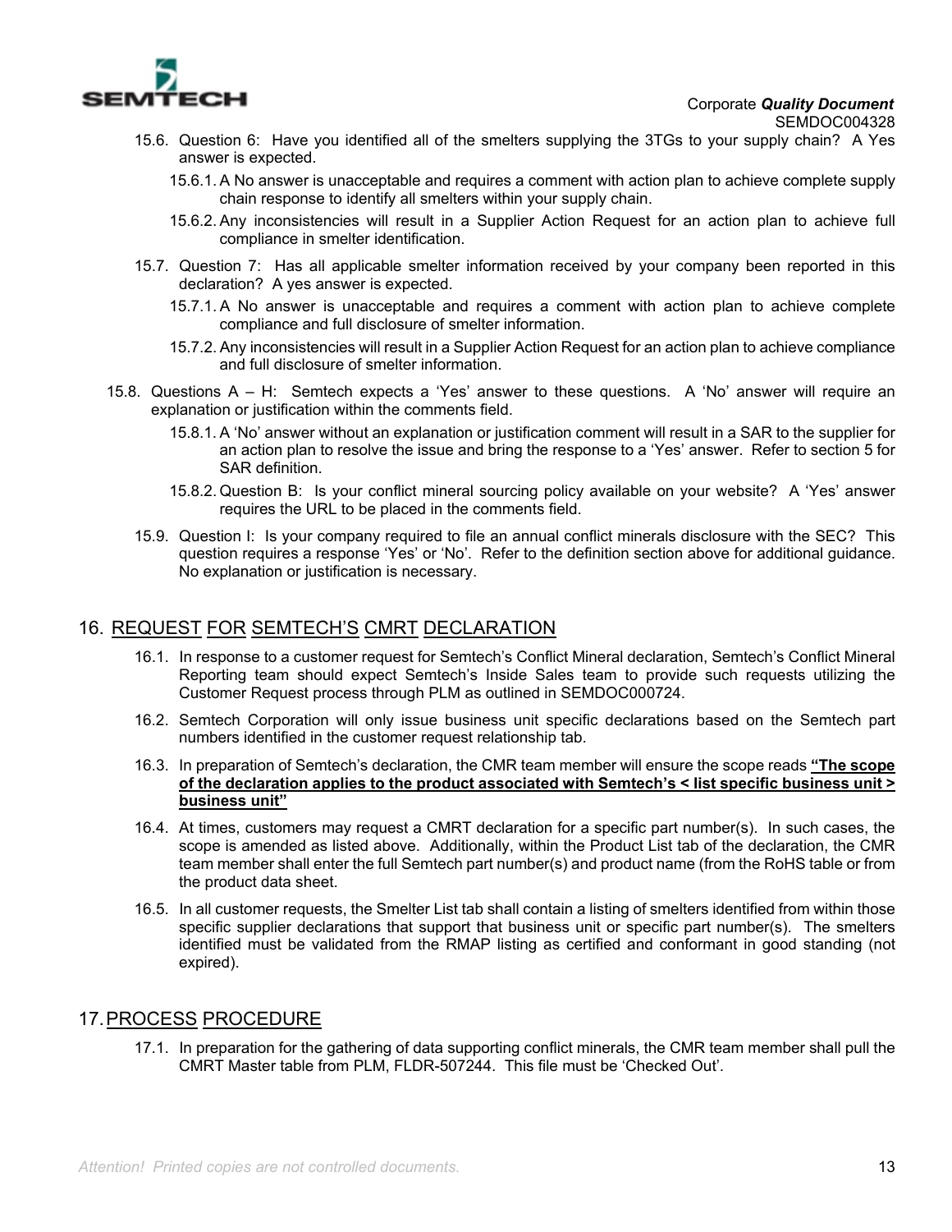15.6. Question 6: Have you identified all of the smelters supplying the 3TGs to your supply chain? A Yes answer is expected.

15.6.1. A No answer is unacceptable and requires a comment with action plan to achieve complete supply chain response to identify all smelters within your supply chain.

15.6.2. Any inconsistencies will result in a Supplier Action Request for an action plan to achieve full compliance in smelter identification.

15.7. Question 7: Has all applicable smelter information received by your company been reported in this declaration? A yes answer is expected.

15.7.1. A No answer is unacceptable and requires a comment with action plan to achieve complete compliance and full disclosure of smelter information.

15.7.2. Any inconsistencies will result in a Supplier Action Request for an action plan to achieve compliance and full disclosure of smelter information.

15.8. Questions A – H: Semtech expects a 'Yes' answer to these questions. A 'No' answer will require an explanation or justification within the comments field.

15.8.1. A 'No' answer without an explanation or justification comment will result in a SAR to the supplier for an action plan to resolve the issue and bring the response to a 'Yes' answer. Refer to section 5 for SAR definition.

15.8.2. Question B: Is your conflict mineral sourcing policy available on your website? A 'Yes' answer requires the URL to be placed in the comments field.

15.9. Question I: Is your company required to file an annual conflict minerals disclosure with the SEC? This question requires a response 'Yes' or 'No'. Refer to the definition section above for additional guidance. No explanation or justification is necessary.

## 16. REQUEST FOR SEMTECH'S CMRT DECLARATION

16.1. In response to a customer request for Semtech's Conflict Mineral declaration, Semtech's Conflict Mineral Reporting team should expect Semtech's Inside Sales team to provide such requests utilizing the Customer Request process through PLM as outlined in SEMDOC000724.

16.2. Semtech Corporation will only issue business unit specific declarations based on the Semtech part numbers identified in the customer request relationship tab.

16.3. In preparation of Semtech's declaration, the CMR team member will ensure the scope reads **"The scope of the declaration applies to the product associated with Semtech's < list specific business unit > business unit"**

16.4. At times, customers may request a CMRT declaration for a specific part number(s). In such cases, the scope is amended as listed above. Additionally, within the Product List tab of the declaration, the CMR team member shall enter the full Semtech part number(s) and product name (from the RoHS table or from the product data sheet.

16.5. In all customer requests, the Smelter List tab shall contain a listing of smelters identified from within those specific supplier declarations that support that business unit or specific part number(s). The smelters identified must be validated from the RMAP listing as certified and conformant in good standing (not expired).

## 17. PROCESS PROCEDURE

17.1. In preparation for the gathering of data supporting conflict minerals, the CMR team member shall pull the CMRT Master table from PLM, FLDR-507244. This file must be 'Checked Out'.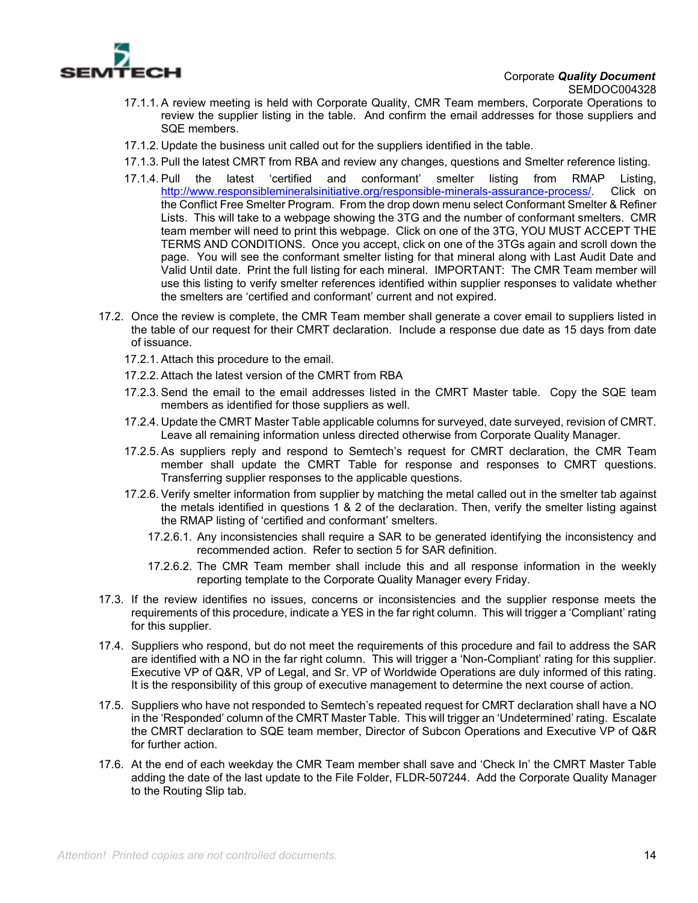17.1.1. A review meeting is held with Corporate Quality, CMR Team members, Corporate Operations to review the supplier listing in the table. And confirm the email addresses for those suppliers and SQE members.

17.1.2. Update the business unit called out for the suppliers identified in the table.

17.1.3. Pull the latest CMRT from RBA and review any changes, questions and Smelter reference listing.

17.1.4. Pull the latest 'certified and conformant' smelter listing from RMAP Listing, http://www.responsiblemineralsinitiative.org/responsible-minerals-assurance-process/. Click on the Conflict Free Smelter Program. From the drop down menu select Conformant Smelter & Refiner Lists. This will take to a webpage showing the 3TG and the number of conformant smelters. CMR team member will need to print this webpage. Click on one of the 3TG, YOU MUST ACCEPT THE TERMS AND CONDITIONS. Once you accept, click on one of the 3TGs again and scroll down the page. You will see the conformant smelter listing for that mineral along with Last Audit Date and Valid Until date. Print the full listing for each mineral. IMPORTANT: The CMR Team member will use this listing to verify smelter references identified within supplier responses to validate whether the smelters are 'certified and conformant' current and not expired.

17.2. Once the review is complete, the CMR Team member shall generate a cover email to suppliers listed in the table of our request for their CMRT declaration. Include a response due date as 15 days from date of issuance.

17.2.1. Attach this procedure to the email.

17.2.2. Attach the latest version of the CMRT from RBA

17.2.3. Send the email to the email addresses listed in the CMRT Master table. Copy the SQE team members as identified for those suppliers as well.

17.2.4. Update the CMRT Master Table applicable columns for surveyed, date surveyed, revision of CMRT. Leave all remaining information unless directed otherwise from Corporate Quality Manager.

17.2.5. As suppliers reply and respond to Semtech's request for CMRT declaration, the CMR Team member shall update the CMRT Table for response and responses to CMRT questions. Transferring supplier responses to the applicable questions.

17.2.6. Verify smelter information from supplier by matching the metal called out in the smelter tab against the metals identified in questions 1 & 2 of the declaration. Then, verify the smelter listing against the RMAP listing of 'certified and conformant' smelters.

17.2.6.1. Any inconsistencies shall require a SAR to be generated identifying the inconsistency and recommended action. Refer to section 5 for SAR definition.

17.2.6.2. The CMR Team member shall include this and all response information in the weekly reporting template to the Corporate Quality Manager every Friday.

17.3. If the review identifies no issues, concerns or inconsistencies and the supplier response meets the requirements of this procedure, indicate a YES in the far right column. This will trigger a 'Compliant' rating for this supplier.

17.4. Suppliers who respond, but do not meet the requirements of this procedure and fail to address the SAR are identified with a NO in the far right column. This will trigger a 'Non-Compliant' rating for this supplier. Executive VP of Q&R, VP of Legal, and Sr. VP of Worldwide Operations are duly informed of this rating. It is the responsibility of this group of executive management to determine the next course of action.

17.5. Suppliers who have not responded to Semtech's repeated request for CMRT declaration shall have a NO in the 'Responded' column of the CMRT Master Table. This will trigger an 'Undetermined' rating. Escalate the CMRT declaration to SQE team member, Director of Subcon Operations and Executive VP of Q&R for further action.

17.6. At the end of each weekday the CMR Team member shall save and 'Check In' the CMRT Master Table adding the date of the last update to the File Folder, FLDR-507244. Add the Corporate Quality Manager to the Routing Slip tab.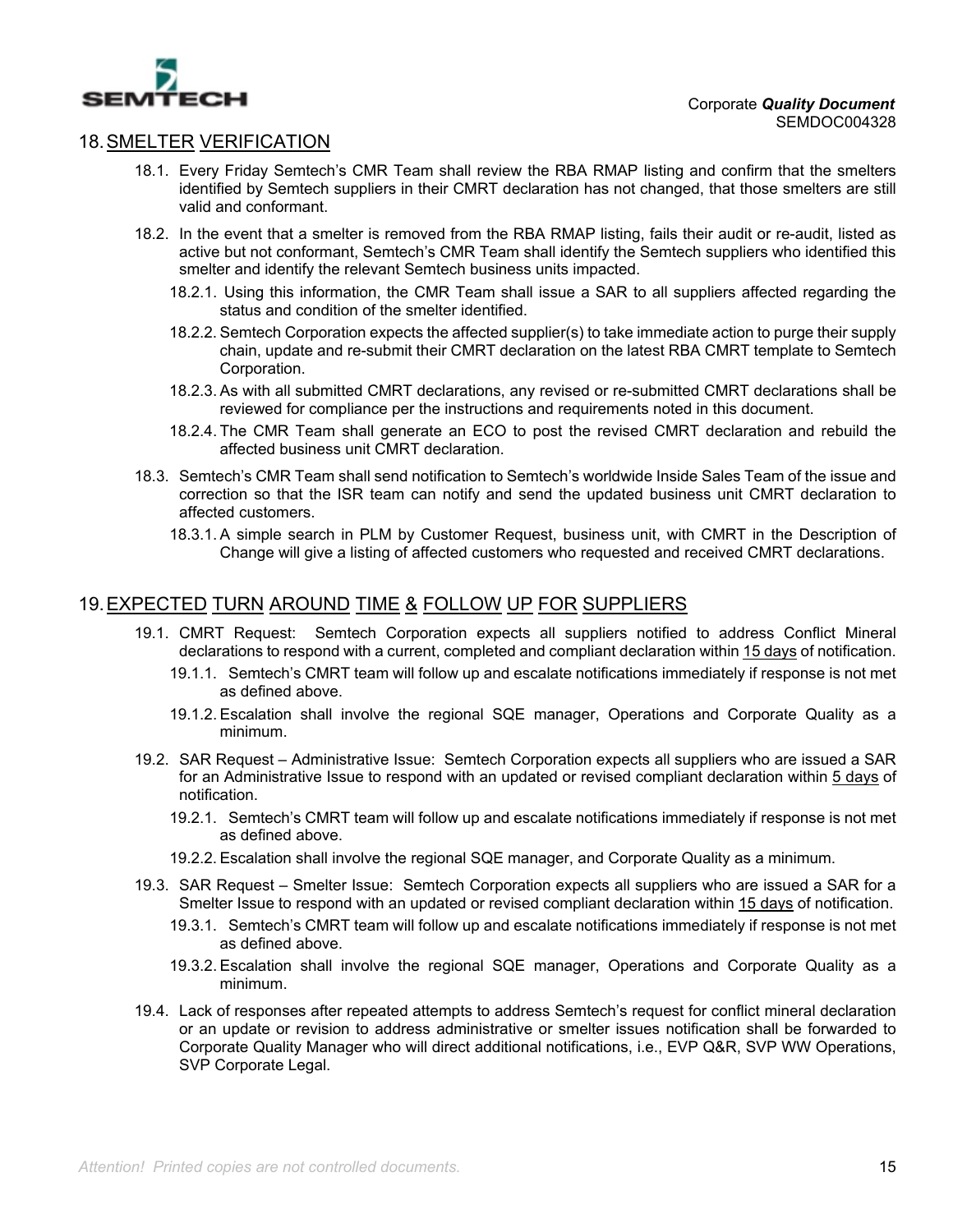## 18. SMELTER VERIFICATION

18.1. Every Friday Semtech's CMR Team shall review the RBA RMAP listing and confirm that the smelters identified by Semtech suppliers in their CMRT declaration has not changed, that those smelters are still valid and conformant.

18.2. In the event that a smelter is removed from the RBA RMAP listing, fails their audit or re-audit, listed as active but not conformant, Semtech's CMR Team shall identify the Semtech suppliers who identified this smelter and identify the relevant Semtech business units impacted.

18.2.1. Using this information, the CMR Team shall issue a SAR to all suppliers affected regarding the status and condition of the smelter identified.

18.2.2. Semtech Corporation expects the affected supplier(s) to take immediate action to purge their supply chain, update and re-submit their CMRT declaration on the latest RBA CMRT template to Semtech Corporation.

18.2.3. As with all submitted CMRT declarations, any revised or re-submitted CMRT declarations shall be reviewed for compliance per the instructions and requirements noted in this document.

18.2.4. The CMR Team shall generate an ECO to post the revised CMRT declaration and rebuild the affected business unit CMRT declaration.

18.3. Semtech's CMR Team shall send notification to Semtech's worldwide Inside Sales Team of the issue and correction so that the ISR team can notify and send the updated business unit CMRT declaration to affected customers.

18.3.1. A simple search in PLM by Customer Request, business unit, with CMRT in the Description of Change will give a listing of affected customers who requested and received CMRT declarations.

## 19. EXPECTED TURN AROUND TIME & FOLLOW UP FOR SUPPLIERS

19.1. CMRT Request: Semtech Corporation expects all suppliers notified to address Conflict Mineral declarations to respond with a current, completed and compliant declaration within 15 days of notification.

19.1.1. Semtech's CMRT team will follow up and escalate notifications immediately if response is not met as defined above.

19.1.2. Escalation shall involve the regional SQE manager, Operations and Corporate Quality as a minimum.

19.2. SAR Request – Administrative Issue: Semtech Corporation expects all suppliers who are issued a SAR for an Administrative Issue to respond with an updated or revised compliant declaration within 5 days of notification.

19.2.1. Semtech's CMRT team will follow up and escalate notifications immediately if response is not met as defined above.

19.2.2. Escalation shall involve the regional SQE manager, and Corporate Quality as a minimum.

19.3. SAR Request – Smelter Issue: Semtech Corporation expects all suppliers who are issued a SAR for a Smelter Issue to respond with an updated or revised compliant declaration within 15 days of notification.

19.3.1. Semtech's CMRT team will follow up and escalate notifications immediately if response is not met as defined above.

19.3.2. Escalation shall involve the regional SQE manager, Operations and Corporate Quality as a minimum.

19.4. Lack of responses after repeated attempts to address Semtech's request for conflict mineral declaration or an update or revision to address administrative or smelter issues notification shall be forwarded to Corporate Quality Manager who will direct additional notifications, i.e., EVP Q&R, SVP WW Operations, SVP Corporate Legal.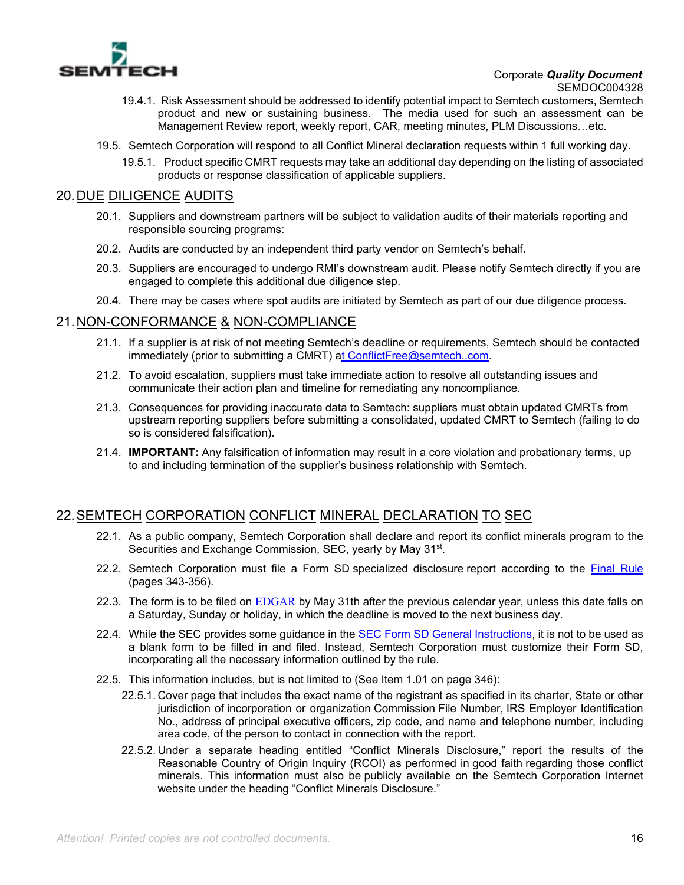19.4.1. Risk Assessment should be addressed to identify potential impact to Semtech customers, Semtech product and new or sustaining business. The media used for such an assessment can be Management Review report, weekly report, CAR, meeting minutes, PLM Discussions…etc.

19.5. Semtech Corporation will respond to all Conflict Mineral declaration requests within 1 full working day.

19.5.1. Product specific CMRT requests may take an additional day depending on the listing of associated products or response classification of applicable suppliers.

## 20. DUE DILIGENCE AUDITS

20.1. Suppliers and downstream partners will be subject to validation audits of their materials reporting and responsible sourcing programs:

20.2. Audits are conducted by an independent third party vendor on Semtech's behalf.

20.3. Suppliers are encouraged to undergo RMI's downstream audit. Please notify Semtech directly if you are engaged to complete this additional due diligence step.

20.4. There may be cases where spot audits are initiated by Semtech as part of our due diligence process.

## 21. NON-CONFORMANCE & NON-COMPLIANCE

21.1. If a supplier is at risk of not meeting Semtech's deadline or requirements, Semtech should be contacted immediately (prior to submitting a CMRT) at ConflictFree@semtech..com.

21.2. To avoid escalation, suppliers must take immediate action to resolve all outstanding issues and communicate their action plan and timeline for remediating any noncompliance.

21.3. Consequences for providing inaccurate data to Semtech: suppliers must obtain updated CMRTs from upstream reporting suppliers before submitting a consolidated, updated CMRT to Semtech (failing to do so is considered falsification).

21.4. **IMPORTANT:** Any falsification of information may result in a core violation and probationary terms, up to and including termination of the supplier's business relationship with Semtech.

## 22. SEMTECH CORPORATION CONFLICT MINERAL DECLARATION TO SEC

22.1. As a public company, Semtech Corporation shall declare and report its conflict minerals program to the Securities and Exchange Commission, SEC, yearly by May 31st.

22.2. Semtech Corporation must file a Form SD specialized disclosure report according to the Final Rule (pages 343-356).

22.3. The form is to be filed on EDGAR by May 31th after the previous calendar year, unless this date falls on a Saturday, Sunday or holiday, in which the deadline is moved to the next business day.

22.4. While the SEC provides some guidance in the SEC Form SD General Instructions, it is not to be used as a blank form to be filled in and filed. Instead, Semtech Corporation must customize their Form SD, incorporating all the necessary information outlined by the rule.

22.5. This information includes, but is not limited to (See Item 1.01 on page 346):

22.5.1. Cover page that includes the exact name of the registrant as specified in its charter, State or other jurisdiction of incorporation or organization Commission File Number, IRS Employer Identification No., address of principal executive officers, zip code, and name and telephone number, including area code, of the person to contact in connection with the report.

22.5.2. Under a separate heading entitled "Conflict Minerals Disclosure," report the results of the Reasonable Country of Origin Inquiry (RCOI) as performed in good faith regarding those conflict minerals. This information must also be publicly available on the Semtech Corporation Internet website under the heading "Conflict Minerals Disclosure."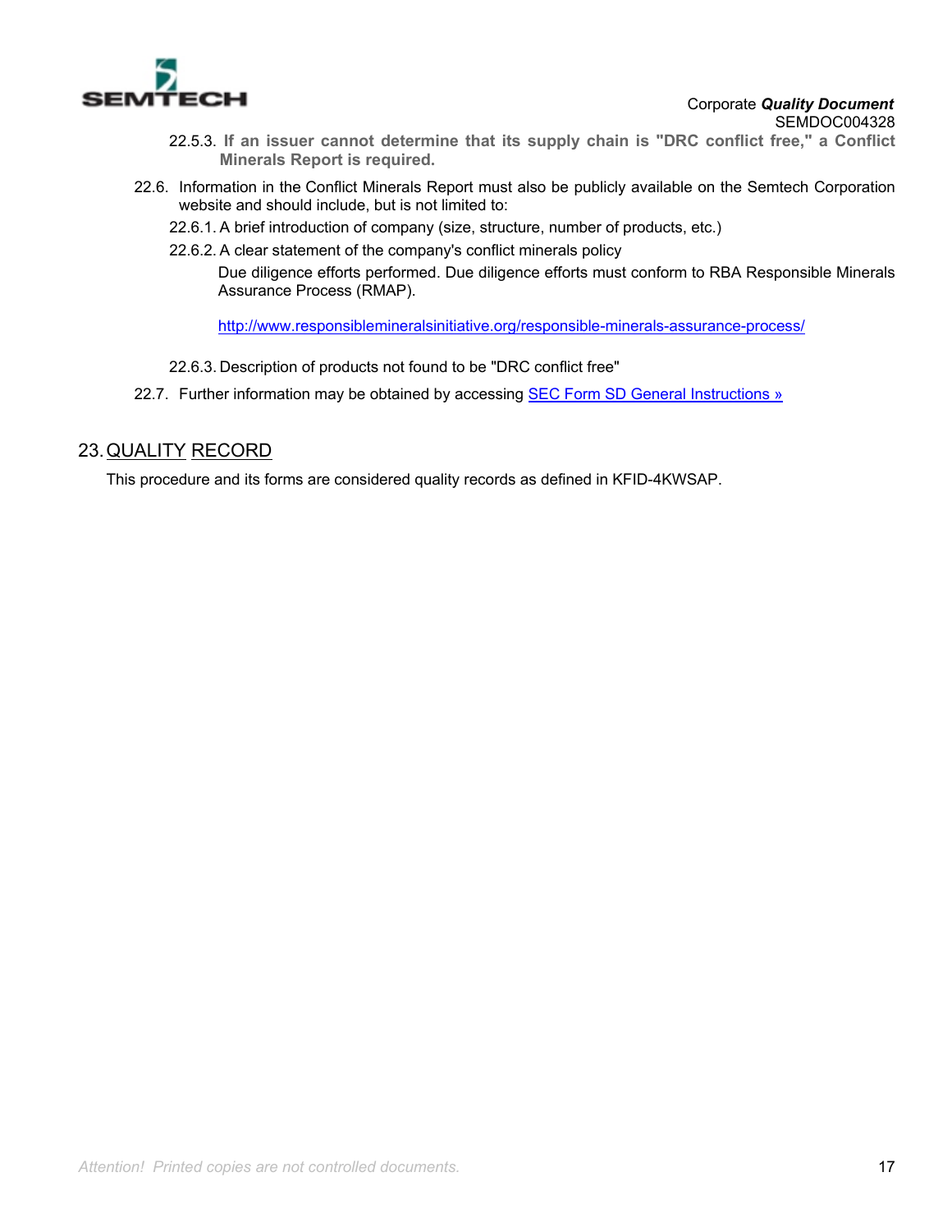22.5.3. **If an issuer cannot determine that its supply chain is "DRC conflict free," a Conflict Minerals Report is required.**

22.6. Information in the Conflict Minerals Report must also be publicly available on the Semtech Corporation website and should include, but is not limited to:

22.6.1. A brief introduction of company (size, structure, number of products, etc.)

22.6.2. A clear statement of the company's conflict minerals policy

Due diligence efforts performed. Due diligence efforts must conform to RBA Responsible Minerals Assurance Process (RMAP).

[http://www.responsiblemineralsinitiative.org/responsible-minerals-assurance-process/](http://www.responsiblemineralsinitiative.org/responsible-minerals-assurance-process/)

22.6.3. Description of products not found to be "DRC conflict free"

22.7. Further information may be obtained by accessing SEC Form SD General Instructions »

## 23. QUALITY RECORD

This procedure and its forms are considered quality records as defined in KFID-4KWSAP.